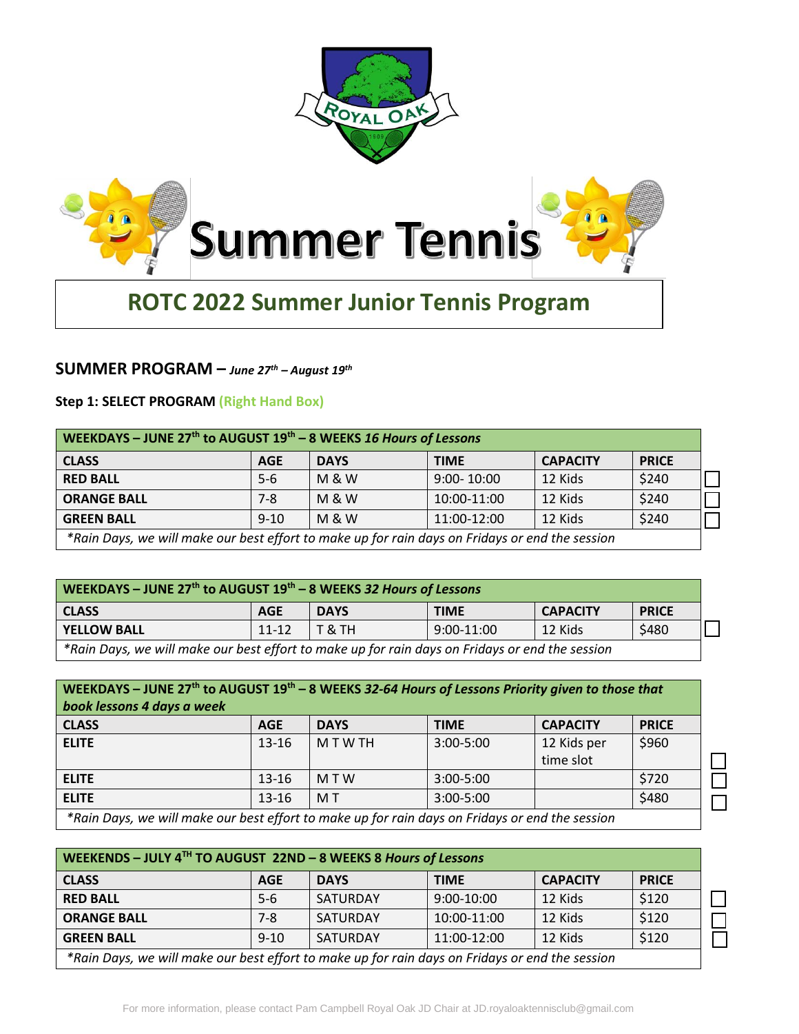# Summer Tennis

## ROTC 2022 Summer Junior Tennis Program

### SUMMER PROGRAM – *June 27th – August 19th*

**Step 1: SELECT PROGRAM (Right Hand Box)**

| WEEKDAYS – JUNE 27th to AUGUST 19th – 8 WEEKS *16 Hours of Lessons* | | | | | | |
|---|---|---|---|---|---|---|
| **CLASS** | **AGE** | **DAYS** | **TIME** | **CAPACITY** | **PRICE** | |
| **RED BALL** | 5-6 | M & W | 9:00- 10:00 | 12 Kids | $240 | ☐ |
| **ORANGE BALL** | 7-8 | M & W | 10:00-11:00 | 12 Kids | $240 | ☐ |
| **GREEN BALL** | 9-10 | M & W | 11:00-12:00 | 12 Kids | $240 | ☐ |
| *\*Rain Days, we will make our best effort to make up for rain days on Fridays or end the session* | | | | | | |

| WEEKDAYS – JUNE 27th to AUGUST 19th – 8 WEEKS *32 Hours of Lessons* | | | | | | |
|---|---|---|---|---|---|---|
| **CLASS** | **AGE** | **DAYS** | **TIME** | **CAPACITY** | **PRICE** | |
| **YELLOW BALL** | 11-12 | T & TH | 9:00-11:00 | 12 Kids | $480 | ☐ |
| *\*Rain Days, we will make our best effort to make up for rain days on Fridays or end the session* | | | | | | |

| WEEKDAYS – JUNE 27th to AUGUST 19th – 8 WEEKS *32-64 Hours of Lessons Priority given to those that book lessons 4 days a week* | | | | | | |
|---|---|---|---|---|---|---|
| **CLASS** | **AGE** | **DAYS** | **TIME** | **CAPACITY** | **PRICE** | |
| **ELITE** | 13-16 | M T W TH | 3:00-5:00 | 12 Kids per time slot | $960 | ☐ |
| **ELITE** | 13-16 | M T W | 3:00-5:00 | | $720 | ☐ |
| **ELITE** | 13-16 | M T | 3:00-5:00 | | $480 | ☐ |
| *\*Rain Days, we will make our best effort to make up for rain days on Fridays or end the session* | | | | | | |

| WEEKENDS – JULY 4TH TO AUGUST 22ND – 8 WEEKS *8 Hours of Lessons* | | | | | | |
|---|---|---|---|---|---|---|
| **CLASS** | **AGE** | **DAYS** | **TIME** | **CAPACITY** | **PRICE** | |
| **RED BALL** | 5-6 | SATURDAY | 9:00-10:00 | 12 Kids | $120 | ☐ |
| **ORANGE BALL** | 7-8 | SATURDAY | 10:00-11:00 | 12 Kids | $120 | ☐ |
| **GREEN BALL** | 9-10 | SATURDAY | 11:00-12:00 | 12 Kids | $120 | ☐ |
| *\*Rain Days, we will make our best effort to make up for rain days on Fridays or end the session* | | | | | | |

For more information, please contact Pam Campbell Royal Oak JD Chair at JD.royaloaktennisclub@gmail.com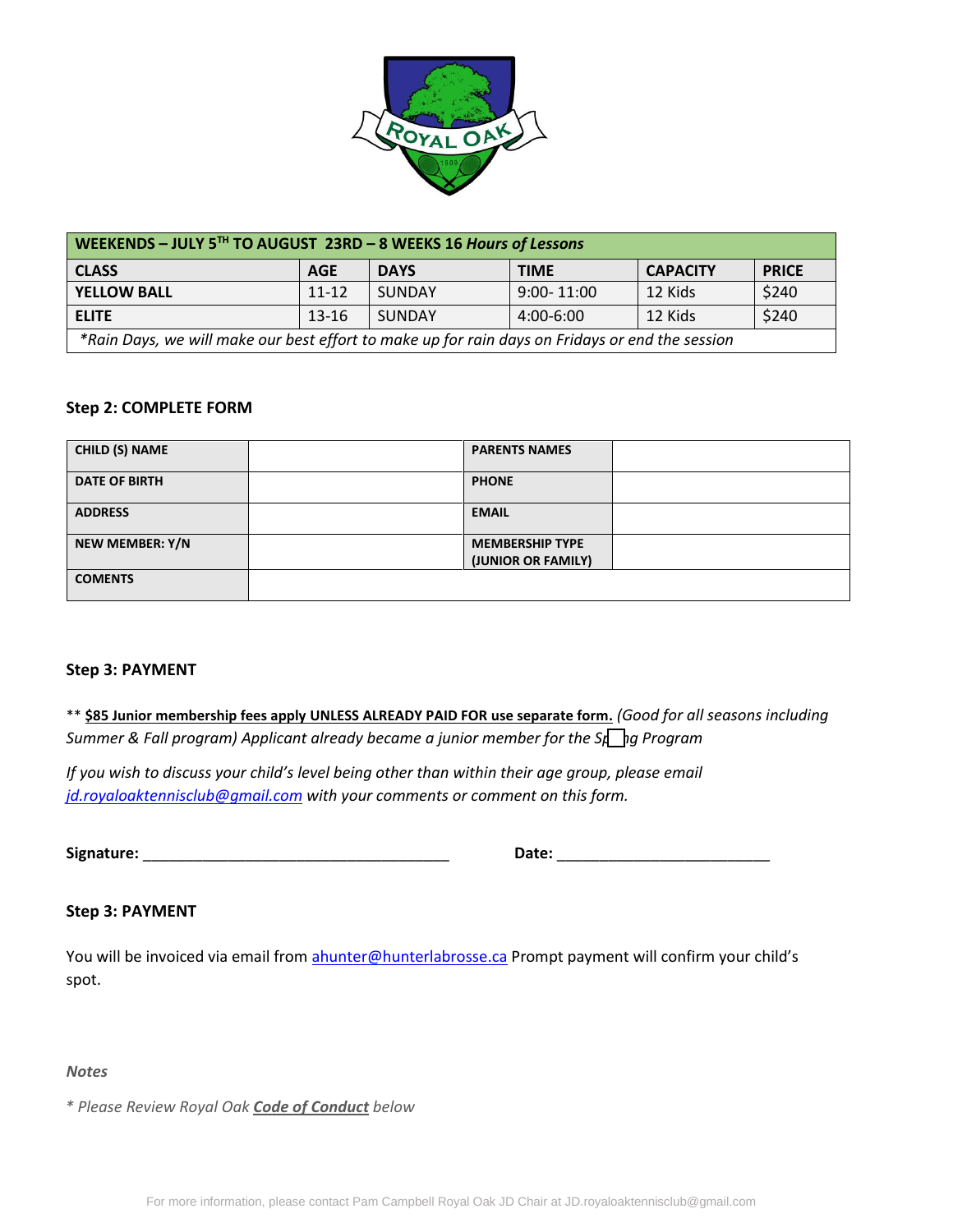| WEEKENDS – JULY 5TH TO AUGUST 23RD – 8 WEEKS 16 *Hours of Lessons* | | | | | |
|---|---|---|---|---|---|
| **CLASS** | **AGE** | **DAYS** | **TIME** | **CAPACITY** | **PRICE** |
| **YELLOW BALL** | 11-12 | SUNDAY | 9:00- 11:00 | 12 Kids | $240 |
| **ELITE** | 13-16 | SUNDAY | 4:00-6:00 | 12 Kids | $240 |
| *\*Rain Days, we will make our best effort to make up for rain days on Fridays or end the session* | | | | | |

### Step 2: COMPLETE FORM

| CHILD (S) NAME | | PARENTS NAMES | |
|---|---|---|---|
| DATE OF BIRTH | | PHONE | |
| ADDRESS | | EMAIL | |
| NEW MEMBER: Y/N | | MEMBERSHIP TYPE (JUNIOR OR FAMILY) | |
| COMENTS | | | |

### Step 3: PAYMENT

** **$85 Junior membership fees apply UNLESS ALREADY PAID FOR use separate form.** *(Good for all seasons including Summer & Fall program) Applicant already became a junior member for the Sp☐ng Program*

*If you wish to discuss your child's level being other than within their age group, please email jd.royaloaktennisclub@gmail.com with your comments or comment on this form.*

**Signature:** ______________________________________ **Date:** __________________________

### Step 3: PAYMENT

You will be invoiced via email from ahunter@hunterlabrosse.ca Prompt payment will confirm your child's spot.

***Notes***

*\* Please Review Royal Oak **Code of Conduct** below*

For more information, please contact Pam Campbell Royal Oak JD Chair at JD.royaloaktennisclub@gmail.com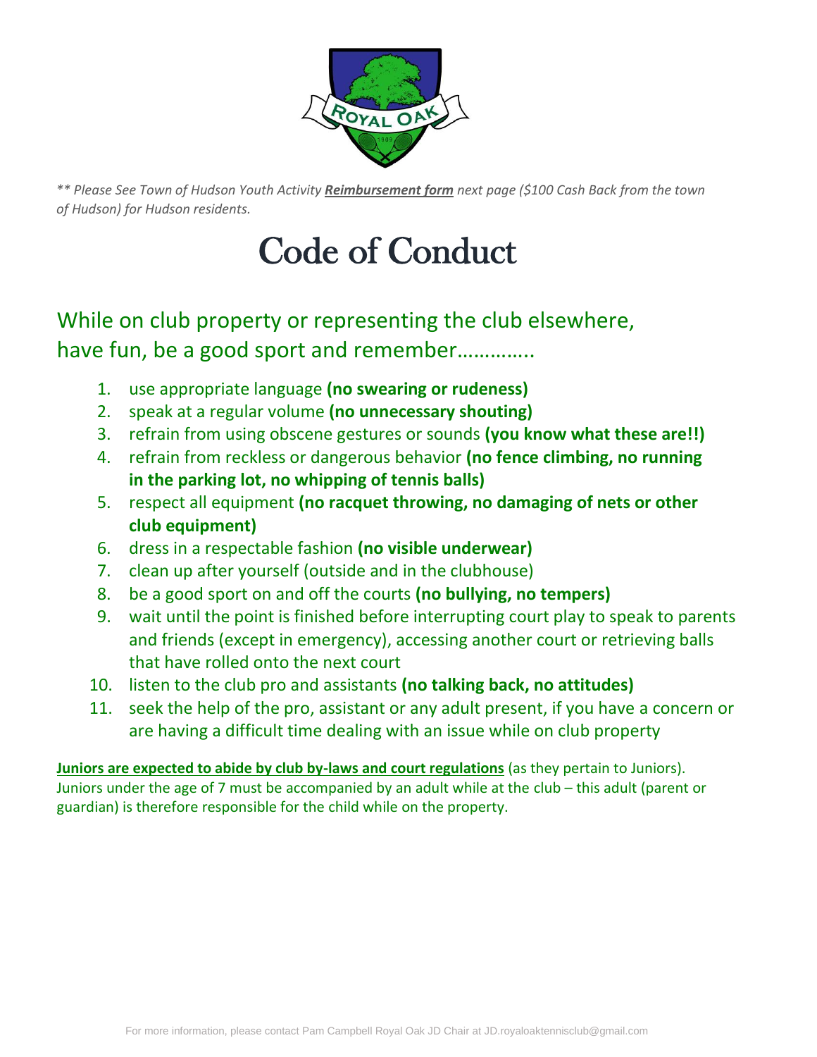*** Please See Town of Hudson Youth Activity **Reimbursement form** next page ($100 Cash Back from the town of Hudson) for Hudson residents.*

# Code of Conduct

While on club property or representing the club elsewhere, have fun, be a good sport and remember………….

1. use appropriate language **(no swearing or rudeness)**
2. speak at a regular volume **(no unnecessary shouting)**
3. refrain from using obscene gestures or sounds **(you know what these are!!)**
4. refrain from reckless or dangerous behavior **(no fence climbing, no running in the parking lot, no whipping of tennis balls)**
5. respect all equipment **(no racquet throwing, no damaging of nets or other club equipment)**
6. dress in a respectable fashion **(no visible underwear)**
7. clean up after yourself (outside and in the clubhouse)
8. be a good sport on and off the courts **(no bullying, no tempers)**
9. wait until the point is finished before interrupting court play to speak to parents and friends (except in emergency), accessing another court or retrieving balls that have rolled onto the next court
10. listen to the club pro and assistants **(no talking back, no attitudes)**
11. seek the help of the pro, assistant or any adult present, if you have a concern or are having a difficult time dealing with an issue while on club property

**Juniors are expected to abide by club by-laws and court regulations** (as they pertain to Juniors). Juniors under the age of 7 must be accompanied by an adult while at the club – this adult (parent or guardian) is therefore responsible for the child while on the property.

For more information, please contact Pam Campbell Royal Oak JD Chair at JD.royaloaktennisclub@gmail.com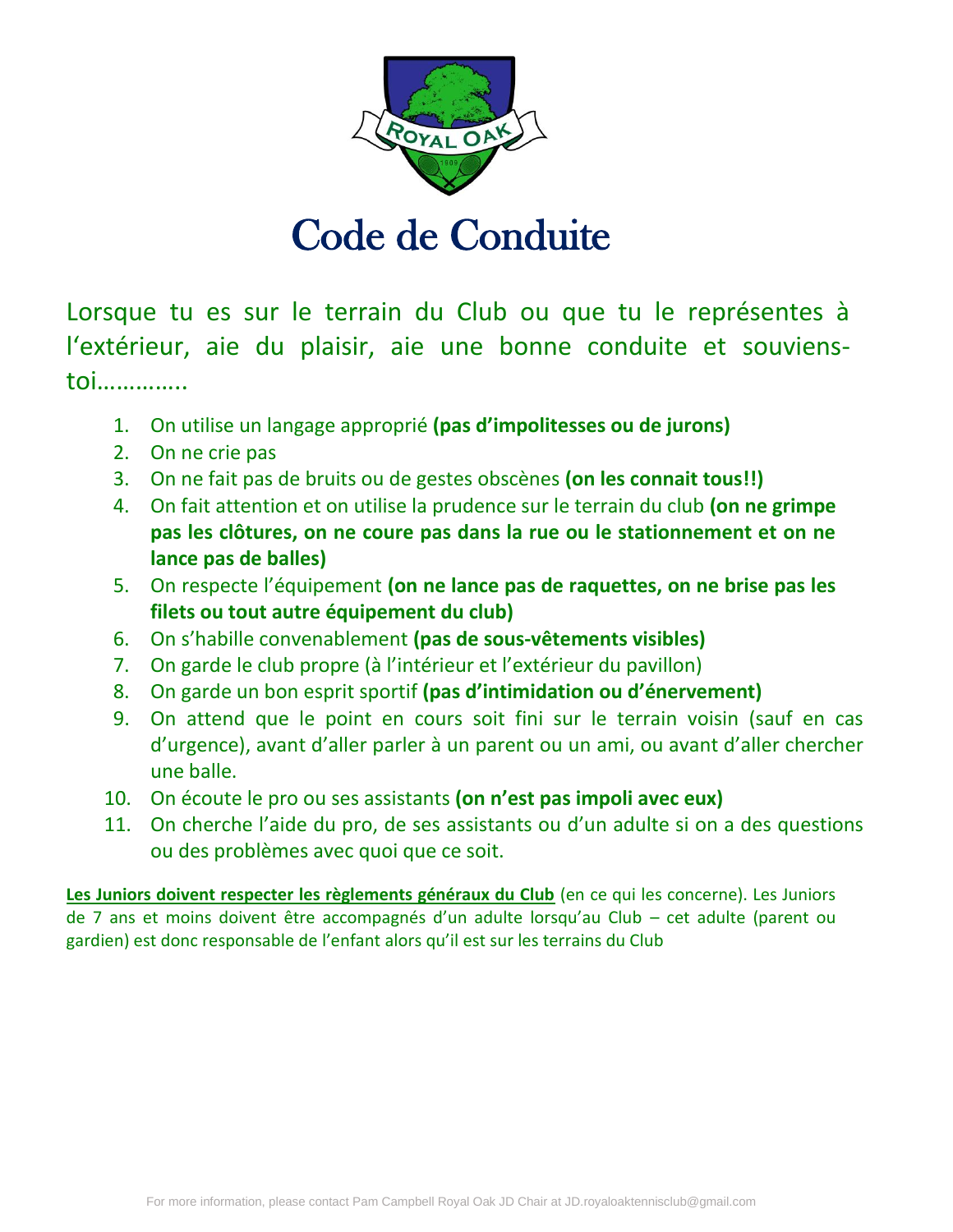# Code de Conduite

Lorsque tu es sur le terrain du Club ou que tu le représentes à l'extérieur, aie du plaisir, aie une bonne conduite et souviens-toi…………..

1. On utilise un langage approprié **(pas d'impolitesses ou de jurons)**
2. On ne crie pas
3. On ne fait pas de bruits ou de gestes obscènes **(on les connait tous!!)**
4. On fait attention et on utilise la prudence sur le terrain du club **(on ne grimpe pas les clôtures, on ne coure pas dans la rue ou le stationnement et on ne lance pas de balles)**
5. On respecte l'équipement **(on ne lance pas de raquettes, on ne brise pas les filets ou tout autre équipement du club)**
6. On s'habille convenablement **(pas de sous-vêtements visibles)**
7. On garde le club propre (à l'intérieur et l'extérieur du pavillon)
8. On garde un bon esprit sportif **(pas d'intimidation ou d'énervement)**
9. On attend que le point en cours soit fini sur le terrain voisin (sauf en cas d'urgence), avant d'aller parler à un parent ou un ami, ou avant d'aller chercher une balle.
10. On écoute le pro ou ses assistants **(on n'est pas impoli avec eux)**
11. On cherche l'aide du pro, de ses assistants ou d'un adulte si on a des questions ou des problèmes avec quoi que ce soit.

**Les Juniors doivent respecter les règlements généraux du Club** (en ce qui les concerne). Les Juniors de 7 ans et moins doivent être accompagnés d'un adulte lorsqu'au Club – cet adulte (parent ou gardien) est donc responsable de l'enfant alors qu'il est sur les terrains du Club

For more information, please contact Pam Campbell Royal Oak JD Chair at JD.royaloaktennisclub@gmail.com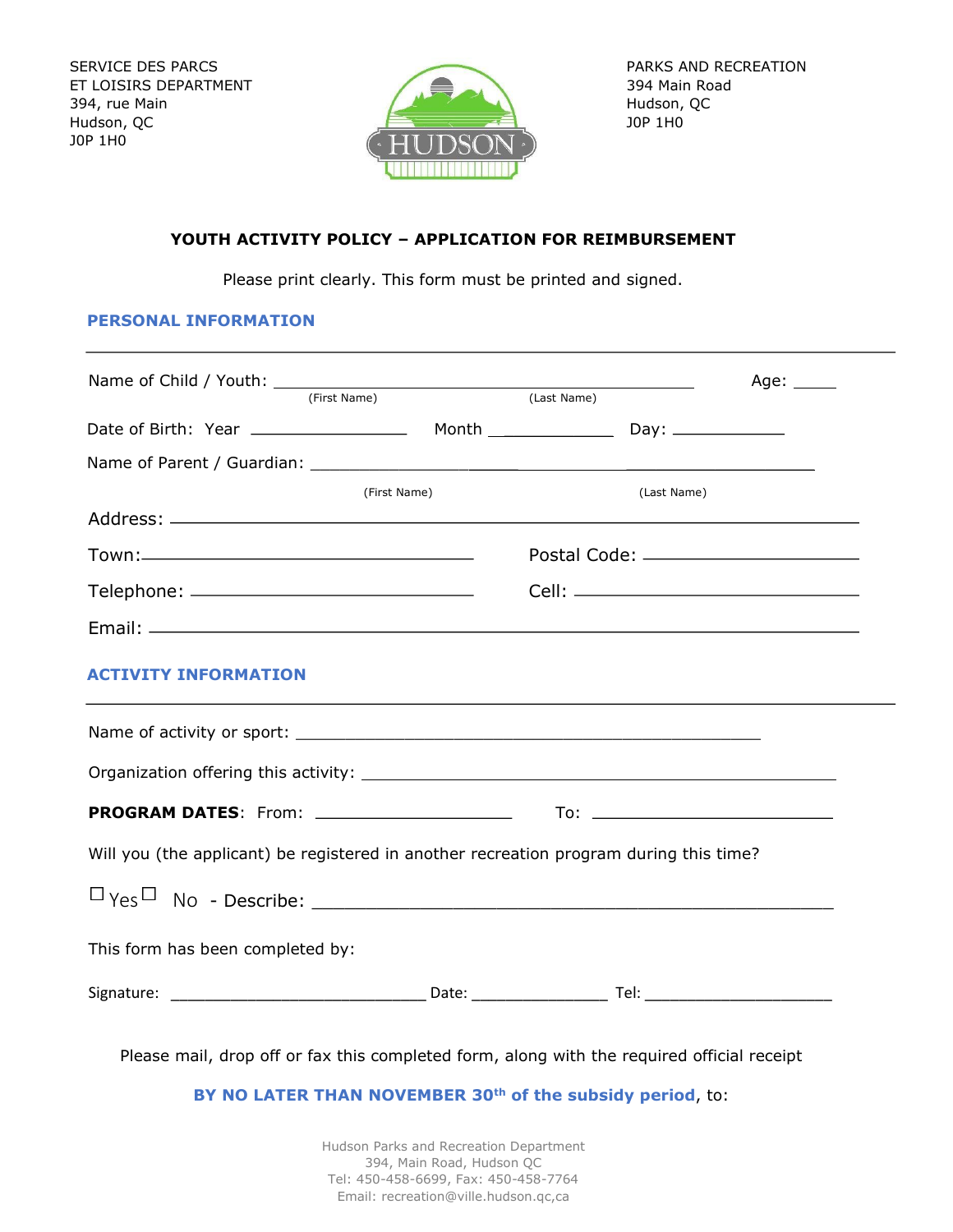SERVICE DES PARCS
ET LOISIRS DEPARTMENT
394, rue Main
Hudson, QC
J0P 1H0

PARKS AND RECREATION
394 Main Road
Hudson, QC
J0P 1H0

## YOUTH ACTIVITY POLICY – APPLICATION FOR REIMBURSEMENT

Please print clearly. This form must be printed and signed.

### PERSONAL INFORMATION

Name of Child / Youth: ______________________________ (First Name) ______________________________ (Last Name) Age: _____

Date of Birth: Year ________________ Month _____________ Day: ____________

Name of Parent / Guardian: ______________________________ (First Name) ______________________________ (Last Name)

Address: ____________________________________________________________

Town: ______________________________ Postal Code: ______________________________

Telephone: ______________________________ Cell: ______________________________

Email: ____________________________________________________________

### ACTIVITY INFORMATION

Name of activity or sport: ____________________________________________________________

Organization offering this activity: ____________________________________________________________

**PROGRAM DATES**: From: ____________________ To: ____________________

Will you (the applicant) be registered in another recreation program during this time?

☐ Yes ☐ No - Describe: ____________________________________________________________

This form has been completed by:

Signature: ____________________________ Date: _______________ Tel: _____________________

Please mail, drop off or fax this completed form, along with the required official receipt

**BY NO LATER THAN NOVEMBER 30th of the subsidy period**, to:

Hudson Parks and Recreation Department
394, Main Road, Hudson QC
Tel: 450-458-6699, Fax: 450-458-7764
Email: recreation@ville.hudson.qc,ca